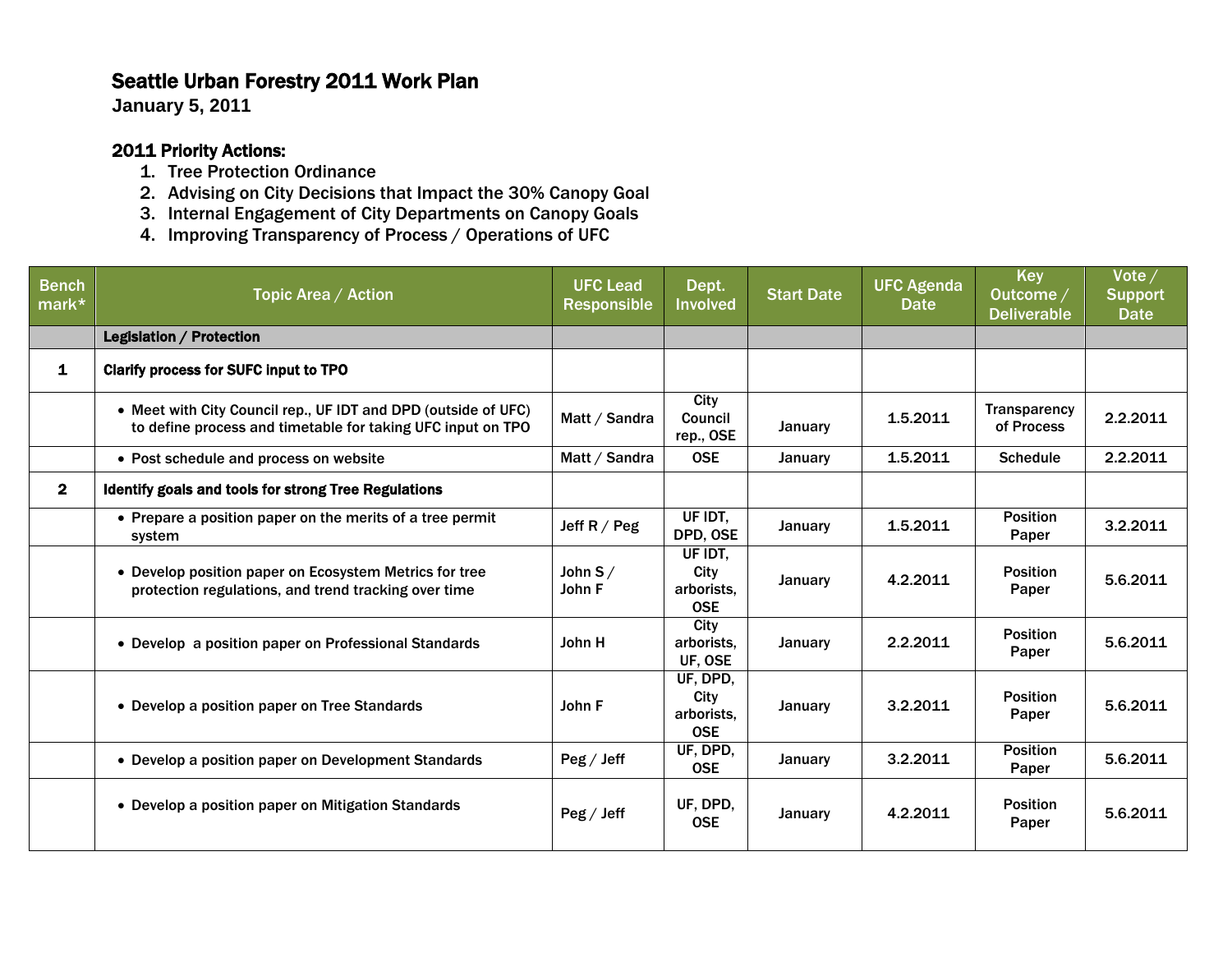# Seattle Urban Forestry 2011 Work Plan

**January 5, 2011**

## 2011 Priority Actions:

1. Tree Protection Ordinance
2. Advising on City Decisions that Impact the 30% Canopy Goal
3. Internal Engagement of City Departments on Canopy Goals
4. Improving Transparency of Process / Operations of UFC

| Bench mark* | Topic Area / Action | UFC Lead Responsible | Dept. Involved | Start Date | UFC Agenda Date | Key Outcome / Deliverable | Vote / Support Date |
|---|---|---|---|---|---|---|---|
| | **Legislation / Protection** | | | | | | |
| 1 | **Clarify process for SUFC input to TPO** | | | | | | |
| | • Meet with City Council rep., UF IDT and DPD (outside of UFC) to define process and timetable for taking UFC input on TPO | Matt / Sandra | City Council rep., OSE | January | 1.5.2011 | Transparency of Process | 2.2.2011 |
| | • Post schedule and process on website | Matt / Sandra | OSE | January | 1.5.2011 | Schedule | 2.2.2011 |
| 2 | **Identify goals and tools for strong Tree Regulations** | | | | | | |
| | • Prepare a position paper on the merits of a tree permit system | Jeff R / Peg | UF IDT, DPD, OSE | January | 1.5.2011 | Position Paper | 3.2.2011 |
| | • Develop position paper on Ecosystem Metrics for tree protection regulations, and trend tracking over time | John S / John F | UF IDT, City arborists, OSE | January | 4.2.2011 | Position Paper | 5.6.2011 |
| | • Develop a position paper on Professional Standards | John H | City arborists, UF, OSE | January | 2.2.2011 | Position Paper | 5.6.2011 |
| | • Develop a position paper on Tree Standards | John F | UF, DPD, City arborists, OSE | January | 3.2.2011 | Position Paper | 5.6.2011 |
| | • Develop a position paper on Development Standards | Peg / Jeff | UF, DPD, OSE | January | 3.2.2011 | Position Paper | 5.6.2011 |
| | • Develop a position paper on Mitigation Standards | Peg / Jeff | UF, DPD, OSE | January | 4.2.2011 | Position Paper | 5.6.2011 |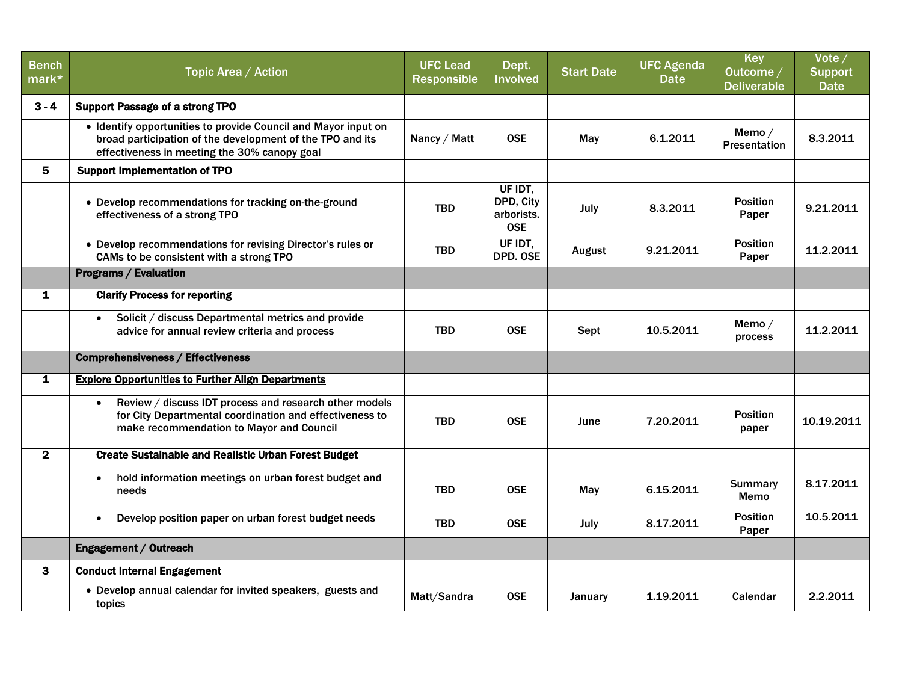| Bench mark* | Topic Area / Action | UFC Lead Responsible | Dept. Involved | Start Date | UFC Agenda Date | Key Outcome / Deliverable | Vote / Support Date |
|---|---|---|---|---|---|---|---|
| 3 - 4 | **Support Passage of a strong TPO** | | | | | | |
| | • Identify opportunities to provide Council and Mayor input on broad participation of the development of the TPO and its effectiveness in meeting the 30% canopy goal | Nancy / Matt | OSE | May | 6.1.2011 | Memo / Presentation | 8.3.2011 |
| 5 | **Support Implementation of TPO** | | | | | | |
| | • Develop recommendations for tracking on-the-ground effectiveness of a strong TPO | TBD | UF IDT, DPD, City arborists. OSE | July | 8.3.2011 | Position Paper | 9.21.2011 |
| | • Develop recommendations for revising Director's rules or CAMs to be consistent with a strong TPO | TBD | UF IDT, DPD. OSE | August | 9.21.2011 | Position Paper | 11.2.2011 |
| | **Programs / Evaluation** | | | | | | |
| 1 | **Clarify Process for reporting** | | | | | | |
| | • Solicit / discuss Departmental metrics and provide advice for annual review criteria and process | TBD | OSE | Sept | 10.5.2011 | Memo / process | 11.2.2011 |
| | **Comprehensiveness / Effectiveness** | | | | | | |
| 1 | **Explore Opportunities to Further Align Departments** | | | | | | |
| | • Review / discuss IDT process and research other models for City Departmental coordination and effectiveness to make recommendation to Mayor and Council | TBD | OSE | June | 7.20.2011 | Position paper | 10.19.2011 |
| 2 | **Create Sustainable and Realistic Urban Forest Budget** | | | | | | |
| | • hold information meetings on urban forest budget and needs | TBD | OSE | May | 6.15.2011 | Summary Memo | 8.17.2011 |
| | • Develop position paper on urban forest budget needs | TBD | OSE | July | 8.17.2011 | Position Paper | 10.5.2011 |
| | **Engagement / Outreach** | | | | | | |
| 3 | **Conduct Internal Engagement** | | | | | | |
| | • Develop annual calendar for invited speakers, guests and topics | Matt/Sandra | OSE | January | 1.19.2011 | Calendar | 2.2.2011 |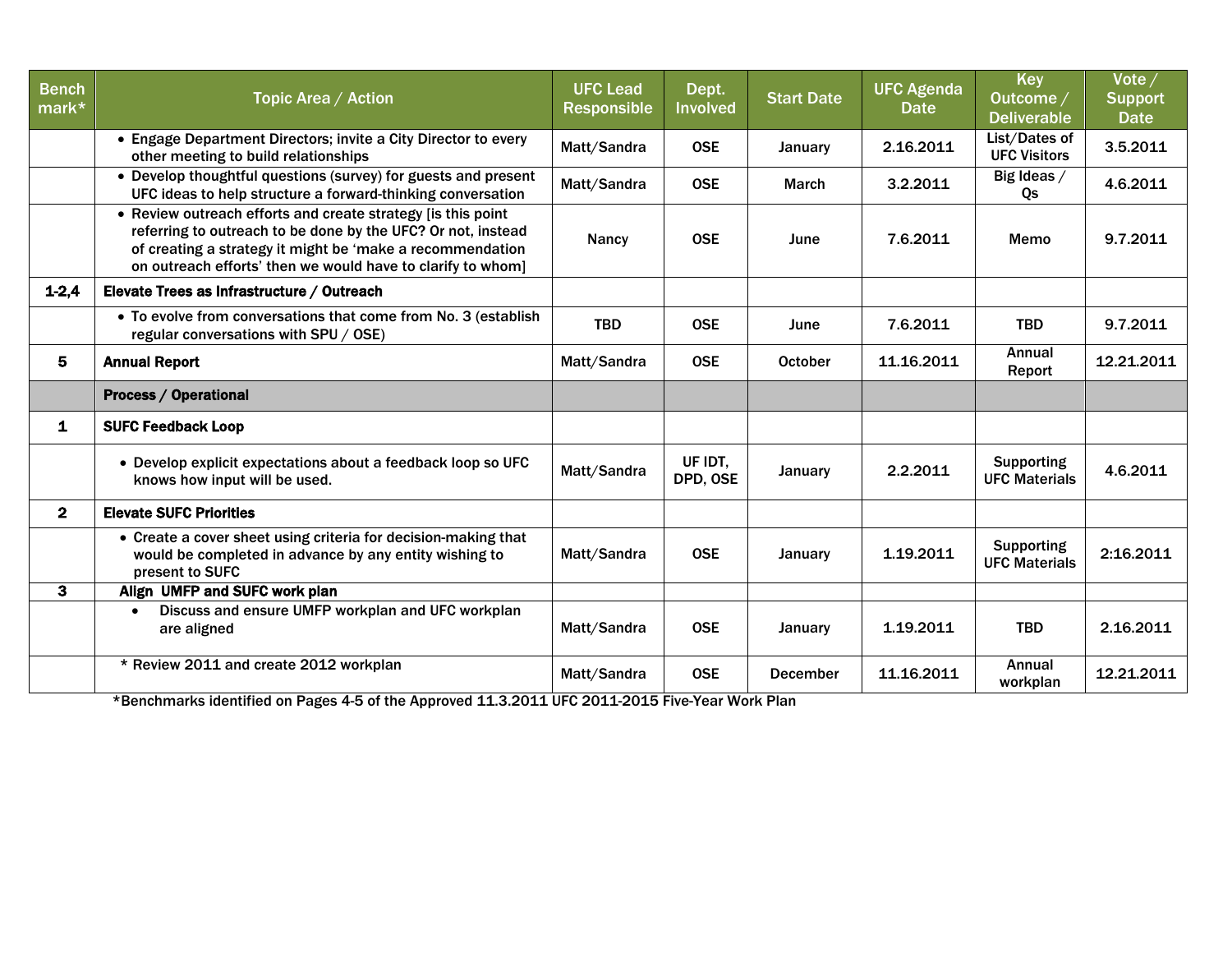| Bench mark* | Topic Area / Action | UFC Lead Responsible | Dept. Involved | Start Date | UFC Agenda Date | Key Outcome / Deliverable | Vote / Support Date |
|---|---|---|---|---|---|---|---|
| | • Engage Department Directors; invite a City Director to every other meeting to build relationships | Matt/Sandra | OSE | January | 2.16.2011 | List/Dates of UFC Visitors | 3.5.2011 |
| | • Develop thoughtful questions (survey) for guests and present UFC ideas to help structure a forward-thinking conversation | Matt/Sandra | OSE | March | 3.2.2011 | Big Ideas / Qs | 4.6.2011 |
| | • Review outreach efforts and create strategy [is this point referring to outreach to be done by the UFC? Or not, instead of creating a strategy it might be 'make a recommendation on outreach efforts' then we would have to clarify to whom] | Nancy | OSE | June | 7.6.2011 | Memo | 9.7.2011 |
| 1-2,4 | **Elevate Trees as Infrastructure / Outreach** | | | | | | |
| | • To evolve from conversations that come from No. 3 (establish regular conversations with SPU / OSE) | TBD | OSE | June | 7.6.2011 | TBD | 9.7.2011 |
| 5 | **Annual Report** | Matt/Sandra | OSE | October | 11.16.2011 | Annual Report | 12.21.2011 |
| | **Process / Operational** | | | | | | |
| 1 | **SUFC Feedback Loop** | | | | | | |
| | • Develop explicit expectations about a feedback loop so UFC knows how input will be used. | Matt/Sandra | UF IDT, DPD, OSE | January | 2.2.2011 | Supporting UFC Materials | 4.6.2011 |
| 2 | **Elevate SUFC Priorities** | | | | | | |
| | • Create a cover sheet using criteria for decision-making that would be completed in advance by any entity wishing to present to SUFC | Matt/Sandra | OSE | January | 1.19.2011 | Supporting UFC Materials | 2:16.2011 |
| 3 | **Align UMFP and SUFC work plan** | | | | | | |
| | • Discuss and ensure UMFP workplan and UFC workplan are aligned | Matt/Sandra | OSE | January | 1.19.2011 | TBD | 2.16.2011 |
| | * Review 2011 and create 2012 workplan | Matt/Sandra | OSE | December | 11.16.2011 | Annual workplan | 12.21.2011 |

*Benchmarks identified on Pages 4-5 of the Approved 11.3.2011 UFC 2011-2015 Five-Year Work Plan